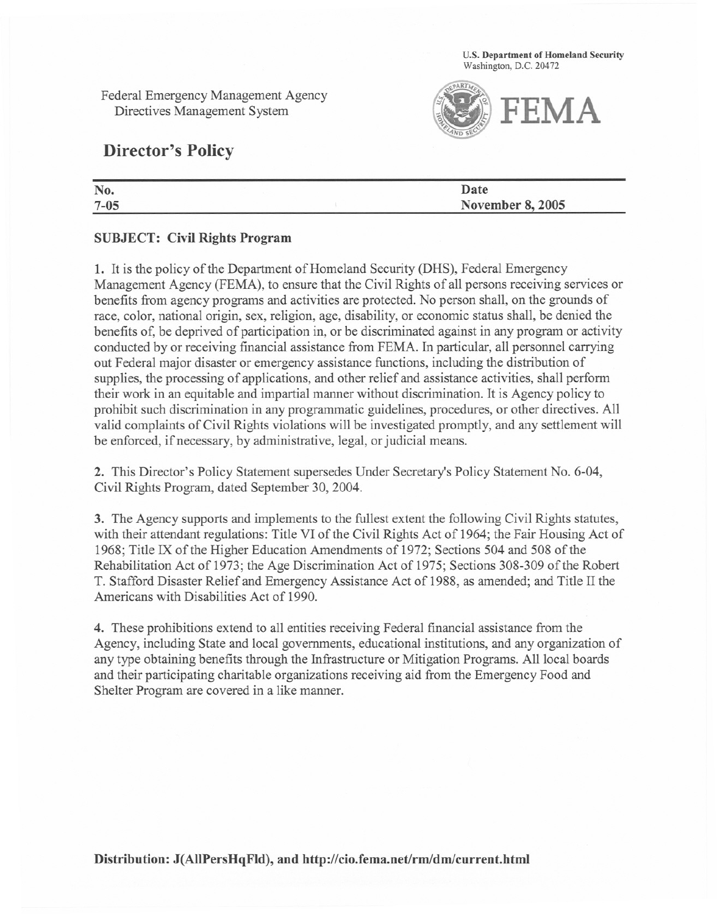U.S. Department of Homeland Security
Washington, D.C. 20472

Federal Emergency Management Agency
Directives Management System

FEMA

# Director's Policy

| No. | Date |
| --- | --- |
| 7-05 | November 8, 2005 |

**SUBJECT: Civil Rights Program**

**1.** It is the policy of the Department of Homeland Security (DHS), Federal Emergency Management Agency (FEMA), to ensure that the Civil Rights of all persons receiving services or benefits from agency programs and activities are protected. No person shall, on the grounds of race, color, national origin, sex, religion, age, disability, or economic status shall, be denied the benefits of, be deprived of participation in, or be discriminated against in any program or activity conducted by or receiving financial assistance from FEMA. In particular, all personnel carrying out Federal major disaster or emergency assistance functions, including the distribution of supplies, the processing of applications, and other relief and assistance activities, shall perform their work in an equitable and impartial manner without discrimination. It is Agency policy to prohibit such discrimination in any programmatic guidelines, procedures, or other directives. All valid complaints of Civil Rights violations will be investigated promptly, and any settlement will be enforced, if necessary, by administrative, legal, or judicial means.

**2.** This Director's Policy Statement supersedes Under Secretary's Policy Statement No. 6-04, Civil Rights Program, dated September 30, 2004.

**3.** The Agency supports and implements to the fullest extent the following Civil Rights statutes, with their attendant regulations: Title VI of the Civil Rights Act of 1964; the Fair Housing Act of 1968; Title IX of the Higher Education Amendments of 1972; Sections 504 and 508 of the Rehabilitation Act of 1973; the Age Discrimination Act of 1975; Sections 308-309 of the Robert T. Stafford Disaster Relief and Emergency Assistance Act of 1988, as amended; and Title II the Americans with Disabilities Act of 1990.

**4.** These prohibitions extend to all entities receiving Federal financial assistance from the Agency, including State and local governments, educational institutions, and any organization of any type obtaining benefits through the Infrastructure or Mitigation Programs. All local boards and their participating charitable organizations receiving aid from the Emergency Food and Shelter Program are covered in a like manner.

**Distribution: J(AllPersHqFld), and http://cio.fema.net/rm/dm/current.html**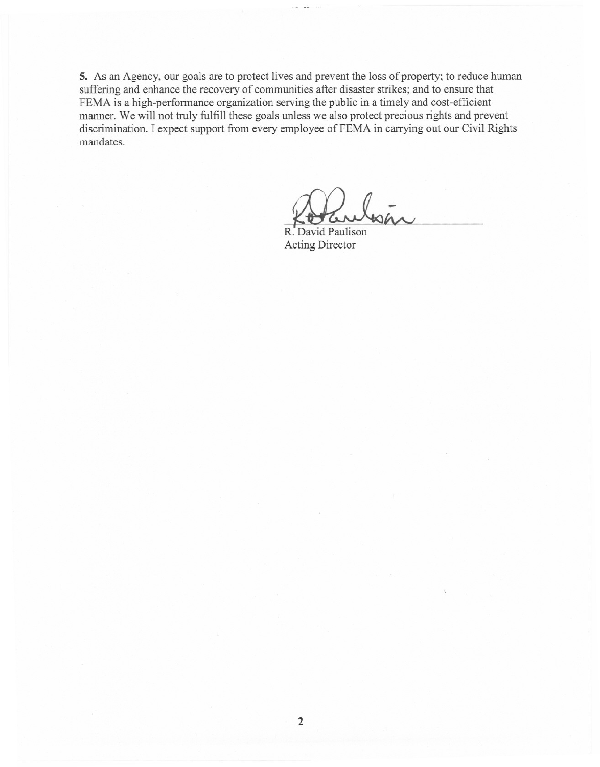**5.** As an Agency, our goals are to protect lives and prevent the loss of property; to reduce human suffering and enhance the recovery of communities after disaster strikes; and to ensure that FEMA is a high-performance organization serving the public in a timely and cost-efficient manner. We will not truly fulfill these goals unless we also protect precious rights and prevent discrimination. I expect support from every employee of FEMA in carrying out our Civil Rights mandates.

R. David Paulison
Acting Director